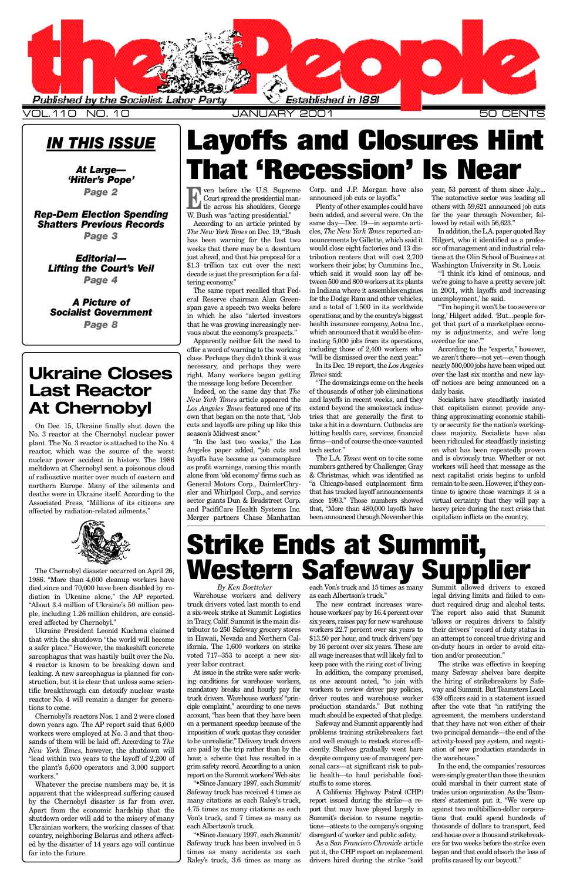# the People

Published by the Socialist Labor Party — Established in 1891

VOL. 110 NO. 10 — JANUARY 2001 — 50 CENTS

## IN THIS ISSUE

**At Large—'Hitler's Pope'**
Page 2

**Rep-Dem Election Spending Shatters Previous Records**
Page 3

**Editorial—Lifting the Court's Veil**
Page 4

**A Picture of Socialist Government**
Page 8

# Layoffs and Closures Hint That 'Recession' Is Near

Even before the U.S. Supreme Court spread the presidential mantle across his shoulders, George W. Bush was "acting presidential."

According to an article printed by *The New York Times* on Dec. 19, "Bush has been warning for the last two weeks that there may be a downturn just ahead, and that his proposal for a $1.3 trillion tax cut over the next decade is just the prescription for a faltering economy."

The same report recalled that Federal Reserve chairman Alan Greenspan gave a speech two weeks before in which he also "alerted investors that he was growing increasingly nervous about the economy's prospects."

Apparently neither felt the need to offer a word of warning to the working class. Perhaps they didn't think it was necessary, and perhaps they were right. Many workers began getting the message long before December.

Indeed, on the same day that *The New York Times* article appeared the *Los Angeles Times* featured one of its own that began on the note that, "Job cuts and layoffs are piling up like this season's Midwest snow."

"In the last two weeks," the Los Angeles paper added, "job cuts and layoffs have become as commonplace as profit warnings, coming this month alone from 'old economy' firms such as General Motors Corp., DaimlerChrysler and Whirlpool Corp., and service sector giants Dun & Bradstreet Corp. and PacifiCare Health Systems Inc. Merger partners Chase Manhattan Corp. and J.P. Morgan have also announced job cuts or layoffs."

Plenty of other examples could have been added, and several were. On the same day—Dec. 19—in separate articles, *The New York Times* reported announcements by Gillette, which said it would close eight factories and 13 distribution centers that will cost 2,700 workers their jobs; by Cummins Inc., which said it would soon lay off between 500 and 800 workers at its plants in Indiana where it assembles engines for the Dodge Ram and other vehicles, and a total of 1,500 in its worldwide operations; and by the country's biggest health insurance company, Aetna Inc., which announced that it would be eliminating 5,000 jobs from its operations, including those of 2,400 workers who "will be dismissed over the next year."

In its Dec. 19 report, the *Los Angeles Times* said:

"The downsizings come on the heels of thousands of other job eliminations and layoffs in recent weeks, and they extend beyond the smokestack industries that are generally the first to take a hit in a downturn. Cutbacks are hitting health care, services, financial firms—and of course the once-vaunted tech sector."

The L.A. *Times* went on to cite some numbers gathered by Challenger, Gray & Christmas, which was identified as "a Chicago-based outplacement firm that has tracked layoff announcements since 1993." Those numbers showed that, "More than 480,000 layoffs have been announced through November this year, 53 percent of them since July.... The automotive sector was leading all others with 59,621 announced job cuts for the year through November, followed by retail with 56,623."

In addition, the L.A. paper quoted Ray Hilgert, who it identified as a professor of management and industrial relations at the Olin School of Business at Washington University in St. Louis.

"'I think it's kind of ominous, and we're going to have a pretty severe jolt in 2001, with layoffs and increasing unemployment,' he said.

"'I'm hoping it won't be too severe or long,' Hilgert added. 'But...people forget that part of a marketplace economy is adjustments, and we're long overdue for one.'"

According to the "experts," however, we aren't there—not yet—even though nearly 500,000 jobs have been wiped out over the last six months and new layoff notices are being announced on a daily basis.

Socialists have steadfastly insisted that capitalism cannot provide anything approximating economic stability or security for the nation's working-class majority. Socialists have also been ridiculed for steadfastly insisting on what has been repeatedly proven and is obviously true. Whether or not workers will heed that message as the next capitalist crisis begins to unfold remain to be seen. However, if they continue to ignore those warnings it is a virtual certainty that they will pay a heavy price during the next crisis that capitalism inflicts on the country.

# Ukraine Closes Last Reactor At Chernobyl

On Dec. 15, Ukraine finally shut down the No. 3 reactor at the Chernobyl nuclear power plant. The No. 3 reactor is attached to the No. 4 reactor, which was the source of the worst nuclear power accident in history. The 1986 meltdown at Chernobyl sent a poisonous cloud of radioactive matter over much of eastern and northern Europe. Many of the ailments and deaths were in Ukraine itself. According to the Associated Press, "Millions of its citizens are affected by radiation-related ailments."

The Chernobyl disaster occurred on April 26, 1986. "More than 4,000 cleanup workers have died since and 70,000 have been disabled by radiation in Ukraine alone," the AP reported. "About 3.4 million of Ukraine's 50 million people, including 1.26 million children, are considered affected by Chernobyl."

Ukraine President Leonid Kuchma claimed that with the shutdown "the world will become a safer place." However, the makeshift concrete sarcophagus that was hastily built over the No. 4 reactor is known to be breaking down and leaking. A new sarcophagus is planned for construction, but it is clear that unless some scientific breakthrough can detoxify nuclear waste reactor No. 4 will remain a danger for generations to come.

Chernobyl's reactors Nos. 1 and 2 were closed down years ago. The AP report said that 6,000 workers were employed at No. 3 and that thousands of them will be laid off. According to *The New York Times*, however, the shutdown will "lead within two years to the layoff of 2,200 of the plant's 5,600 operators and 3,000 support workers."

Whatever the precise numbers may be, it is apparent that the widespread suffering caused by the Chernobyl disaster is far from over. Apart from the economic hardship that the shutdown order will add to the misery of many Ukrainian workers, the working classes of that country, neighboring Belarus and others affected by the disaster of 14 years ago will continue far into the future.

# Strike Ends at Summit, Western Safeway Supplier

*By Ken Boettcher*

Warehouse workers and delivery truck drivers voted last month to end a six-week strike at Summit Logistics in Tracy, Calif. Summit is the main distributor to 250 Safeway grocery stores in Hawaii, Nevada and Northern California. The 1,600 workers on strike voted 717–353 to accept a new six-year labor contract.

At issue in the strike were safer working conditions for warehouse workers, mandatory breaks and hourly pay for truck drivers. Warehouse workers' "principle complaint," according to one news account, "has been that they have been on a permanent speedup because of the imposition of work quotas they consider to be unrealistic." Delivery truck drivers are paid by the trip rather than by the hour, a scheme that has resulted in a grim safety record. According to a union report on the Summit workers' Web site:

"•Since January 1997, each Summit/Safeway truck has received 4 times as many citations as each Raley's truck, 4.75 times as many citations as each Von's truck, and 7 times as many as each Albertson's truck.

"•Since January 1997, each Summit/Safeway truck has been involved in 5 times as many accidents as each Raley's truck, 3.6 times as many as each Von's truck and 15 times as many as each Albertson's truck."

The new contract increases warehouse workers' pay by 16.4 percent over six years, raises pay for new warehouse workers 22.7 percent over six years to $13.50 per hour, and truck drivers' pay by 16 percent over six years. These are all wage increases that will likely fail to keep pace with the rising cost of living.

In addition, the company promised, as one account noted, "to join with workers to review driver pay policies, driver routes and warehouse worker production standards." But nothing much should be expected of that pledge.

Safeway and Summit apparently had problems training strikebreakers fast and well enough to restock stores efficiently. Shelves gradually went bare despite company use of managers' personal cars—at significant risk to public health—to haul perishable foodstuffs to some stores.

A California Highway Patrol (CHP) report issued during the strike—a report that may have played largely in Summit's decision to resume negotiations—attests to the company's ongoing disregard of worker and public safety.

As a *San Francisco Chronicle* article put it, the CHP report on replacement drivers hired during the strike "said Summit allowed drivers to exceed legal driving limits and failed to conduct required drug and alcohol tests. The report also said that Summit 'allows or requires drivers to falsify their drivers' record of duty status in an attempt to conceal true driving and on-duty hours in order to avoid citation and/or prosecution.'"

The strike was effective in keeping many Safeway shelves bare despite the hiring of strikebreakers by Safeway and Summit. But Teamsters Local 439 officers said in a statement issued after the vote that "in ratifying the agreement, the members understand that they have not won either of their two principal demands—the end of the activity-based pay system, and negotiation of new production standards in the warehouse."

In the end, the companies' resources were simply greater than those the union could marshal in their current state of trades union organization. As the Teamsters' statement put it, "We were up against two multibillion-dollar corporations that could spend hundreds of thousands of dollars to transport, feed and house over a thousand strikebreakers for two weeks before the strike even began and that could absorb the loss of profits caused by our boycott."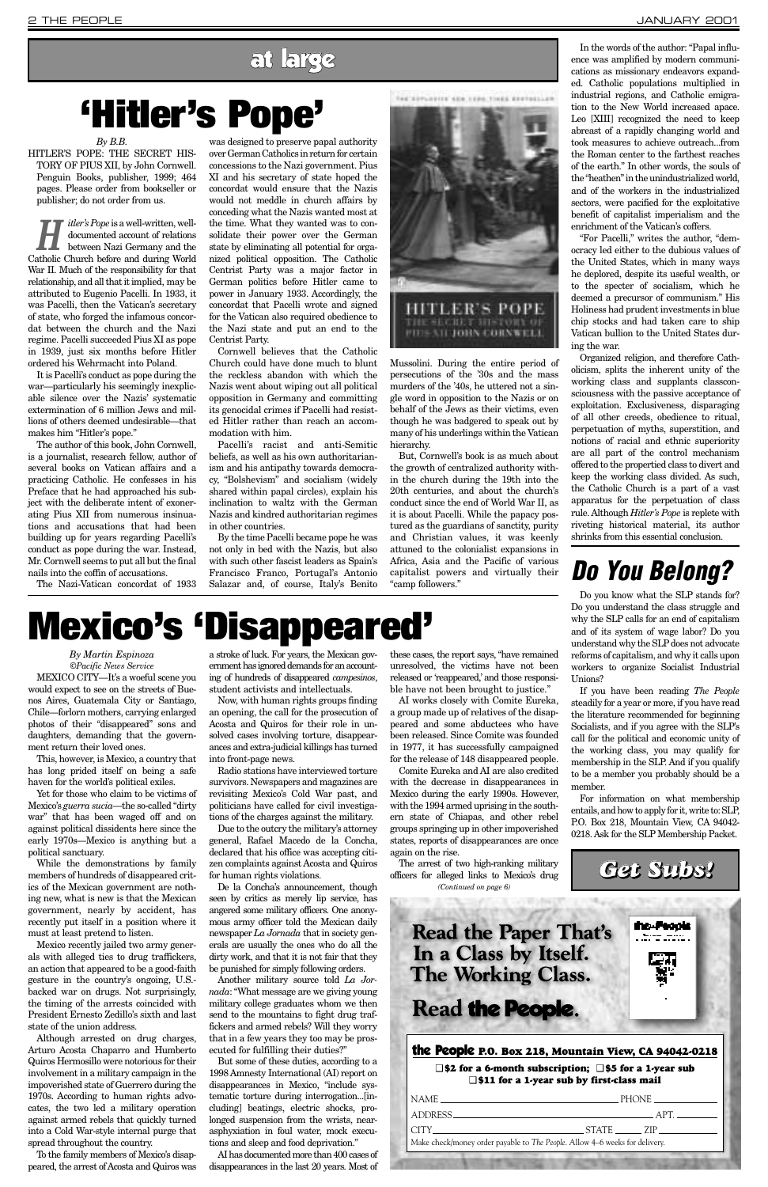## at large

# 'Hitler's Pope'

*By B.B.*

HITLER'S POPE: THE SECRET HISTORY OF PIUS XII, by John Cornwell. Penguin Books, publisher, 1999; 464 pages. Please order from bookseller or publisher; do not order from us.

*Hitler's Pope* is a well-written, well-documented account of relations between Nazi Germany and the Catholic Church before and during World War II. Much of the responsibility for that relationship, and all that it implied, may be attributed to Eugenio Pacelli. In 1933, it was Pacelli, then the Vatican's secretary of state, who forged the infamous concordat between the church and the Nazi regime. Pacelli succeeded Pius XI as pope in 1939, just six months before Hitler ordered his Wehrmacht into Poland.

It is Pacelli's conduct as pope during the war—particularly his seemingly inexplicable silence over the Nazis' systematic extermination of 6 million Jews and millions of others deemed undesirable—that makes him "Hitler's pope."

The author of this book, John Cornwell, is a journalist, research fellow, author of several books on Vatican affairs and a practicing Catholic. He confesses in his Preface that he had approached his subject with the deliberate intent of exonerating Pius XII from numerous insinuations and accusations that had been building up for years regarding Pacelli's conduct as pope during the war. Instead, Mr. Cornwell seems to put all but the final nails into the coffin of accusations.

The Nazi-Vatican concordat of 1933 was designed to preserve papal authority over German Catholics in return for certain concessions to the Nazi government. Pius XI and his secretary of state hoped the concordat would ensure that the Nazis would not meddle in church affairs by conceding what the Nazis wanted most at the time. What they wanted was to consolidate their power over the German state by eliminating all potential for organized political opposition. The Catholic Centrist Party was a major factor in German politics before Hitler came to power in January 1933. Accordingly, the concordat that Pacelli wrote and signed for the Vatican also required obedience to the Nazi state and put an end to the Centrist Party.

Cornwell believes that the Catholic Church could have done much to blunt the reckless abandon with which the Nazis went about wiping out all political opposition in Germany and committing its genocidal crimes if Pacelli had resisted Hitler rather than reach an accommodation with him.

Pacelli's racist and anti-Semitic beliefs, as well as his own authoritarianism and his antipathy towards democracy, "Bolshevism" and socialism (widely shared within papal circles), explain his inclination to waltz with the German Nazis and kindred authoritarian regimes in other countries.

By the time Pacelli became pope he was not only in bed with the Nazis, but also with such other fascist leaders as Spain's Francisco Franco, Portugal's Antonio Salazar and, of course, Italy's Benito Mussolini. During the entire period of persecutions of the '30s and the mass murders of the '40s, he uttered not a single word in opposition to the Nazis or on behalf of the Jews as their victims, even though he was badgered to speak out by many of his underlings within the Vatican hierarchy.

But, Cornwell's book is as much about the growth of centralized authority within the church during the 19th into the 20th centuries, and about the church's conduct since the end of World War II, as it is about Pacelli. While the papacy postured as the guardians of sanctity, purity and Christian values, it was keenly attuned to the colonialist expansions in Africa, Asia and the Pacific of various capitalist powers and virtually their "camp followers."

In the words of the author: "Papal influence was amplified by modern communications as missionary endeavors expanded. Catholic populations multiplied in industrial regions, and Catholic emigration to the New World increased apace. Leo [XIII] recognized the need to keep abreast of a rapidly changing world and took measures to achieve outreach...from the Roman center to the farthest reaches of the earth." In other words, the souls of the "heathen" in the unindustrialized world, and of the workers in the industrialized sectors, were pacified for the exploitative benefit of capitalist imperialism and the enrichment of the Vatican's coffers.

"For Pacelli," writes the author, "democracy led either to the dubious values of the United States, which in many ways he deplored, despite its useful wealth, or to the specter of socialism, which he deemed a precursor of communism." His Holiness had prudent investments in blue chip stocks and had taken care to ship Vatican bullion to the United States during the war.

Organized religion, and therefore Catholicism, splits the inherent unity of the working class and supplants classconsciousness with the passive acceptance of exploitation. Exclusiveness, disparaging of all other creeds, obedience to ritual, perpetuation of myths, superstition, and notions of racial and ethnic superiority are all part of the control mechanism offered to the propertied class to divert and keep the working class divided. As such, the Catholic Church is a part of a vast apparatus for the perpetuation of class rule. Although *Hitler's Pope* is replete with riveting historical material, its author shrinks from this essential conclusion.

# Mexico's 'Disappeared'

*By Martin Espinoza*
*©Pacific News Service*

MEXICO CITY—It's a woeful scene you would expect to see on the streets of Buenos Aires, Guatemala City or Santiago, Chile—forlorn mothers, carrying enlarged photos of their "disappeared" sons and daughters, demanding that the government return their loved ones.

This, however, is Mexico, a country that has long prided itself on being a safe haven for the world's political exiles.

Yet for those who claim to be victims of Mexico's *guerra sucia*—the so-called "dirty war" that has been waged off and on against political dissidents here since the early 1970s—Mexico is anything but a political sanctuary.

While the demonstrations by family members of hundreds of disappeared critics of the Mexican government are nothing new, what is new is that the Mexican government, nearly by accident, has recently put itself in a position where it must at least pretend to listen.

Mexico recently jailed two army generals with alleged ties to drug traffickers, an action that appeared to be a good-faith gesture in the country's ongoing, U.S.-backed war on drugs. Not surprisingly, the timing of the arrests coincided with President Ernesto Zedillo's sixth and last state of the union address.

Although arrested on drug charges, Arturo Acosta Chaparro and Humberto Quiros Hermosillo were notorious for their involvement in a military campaign in the impoverished state of Guerrero during the 1970s. According to human rights advocates, the two led a military operation against armed rebels that quickly turned into a Cold War-style internal purge that spread throughout the country.

To the family members of Mexico's disappeared, the arrest of Acosta and Quiros was a stroke of luck. For years, the Mexican government has ignored demands for an accounting of hundreds of disappeared *campesinos*, student activists and intellectuals.

Now, with human rights groups finding an opening, the call for the prosecution of Acosta and Quiros for their role in unsolved cases involving torture, disappearances and extra-judicial killings has turned into front-page news.

Radio stations have interviewed torture survivors. Newspapers and magazines are revisiting Mexico's Cold War past, and politicians have called for civil investigations of the charges against the military.

Due to the outcry the military's attorney general, Rafael Macedo de la Concha, declared that his office was accepting citizen complaints against Acosta and Quiros for human rights violations.

De la Concha's announcement, though seen by critics as merely lip service, has angered some military officers. One anonymous army officer told the Mexican daily newspaper *La Jornada* that in society generals are usually the ones who do all the dirty work, and that it is not fair that they be punished for simply following orders.

Another military source told *La Jornada*: "What message are we giving young military college graduates whom we then send to the mountains to fight drug traffickers and armed rebels? Will they worry that in a few years they too may be prosecuted for fulfilling their duties?"

But some of these duties, according to a 1998 Amnesty International (AI) report on disappearances in Mexico, "include systematic torture during interrogation...[including] beatings, electric shocks, prolonged suspension from the wrists, near-asphyxiation in foul water, mock executions and sleep and food deprivation."

AI has documented more than 400 cases of disappearances in the last 20 years. Most of these cases, the report says, "have remained unresolved, the victims have not been released or 'reappeared,' and those responsible have not been brought to justice."

AI works closely with Comite Eureka, a group made up of relatives of the disappeared and some abductees who have been released. Since Comite was founded in 1977, it has successfully campaigned for the release of 148 disappeared people.

Comite Eureka and AI are also credited with the decrease in disappearances in Mexico during the early 1990s. However, with the 1994 armed uprising in the southern state of Chiapas, and other rebel groups springing up in other impoverished states, reports of disappearances are once again on the rise.

The arrest of two high-ranking military officers for alleged links to Mexico's drug

*(Continued on page 6)*

# Do You Belong?

Do you know what the SLP stands for? Do you understand the class struggle and why the SLP calls for an end of capitalism and of its system of wage labor? Do you understand why the SLP does not advocate reforms of capitalism, and why it calls upon workers to organize Socialist Industrial Unions?

If you have been reading *The People* steadily for a year or more, if you have read the literature recommended for beginning Socialists, and if you agree with the SLP's call for the political and economic unity of the working class, you may qualify for membership in the SLP. And if you qualify to be a member you probably should be a member.

For information on what membership entails, and how to apply for it, write to: SLP, P.O. Box 218, Mountain View, CA 94042-0218. Ask for the SLP Membership Packet.

## Get Subs!

**Read the Paper That's In a Class by Itself. The Working Class.**

**Read the People.**

**the People P.O. Box 218, Mountain View, CA 94042-0218**

❑ **$2 for a 6-month subscription;** ❑ **$5 for a 1-year sub**
❑ **$11 for a 1-year sub by first-class mail**

NAME ______________________ PHONE __________

ADDRESS ______________________ APT. ______

CITY ______________ STATE ______ ZIP ________

Make check/money order payable to *The People*. Allow 4–6 weeks for delivery.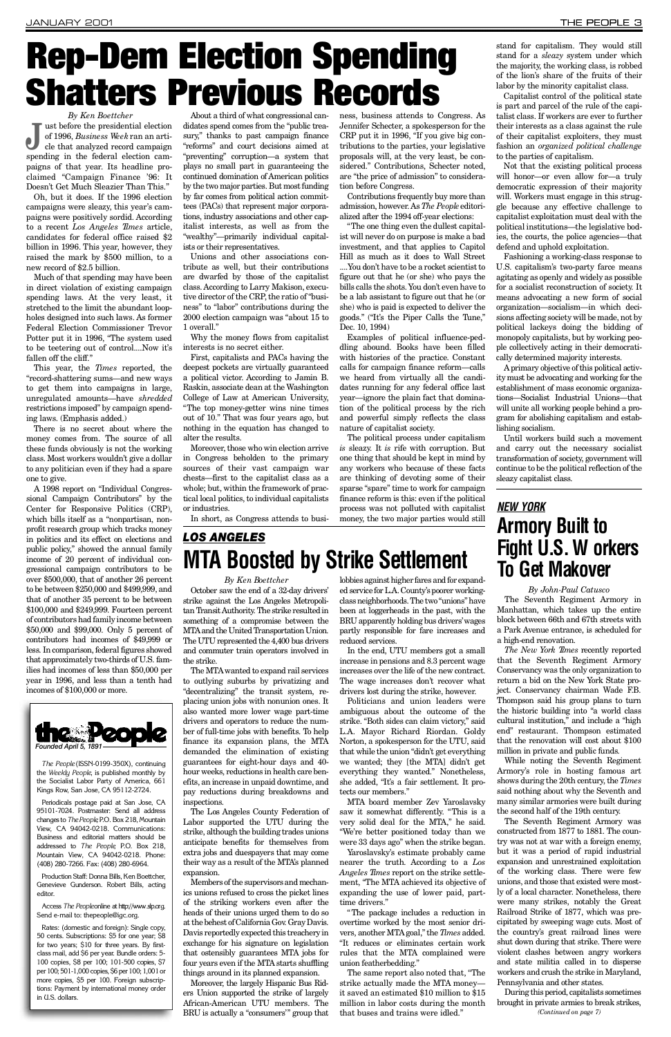# Rep-Dem Election Spending Shatters Previous Records

*By Ken Boettcher*

Just before the presidential election of 1996, *Business Week* ran an article that analyzed record campaign spending in the federal election campaigns of that year. Its headline proclaimed "Campaign Finance '96: It Doesn't Get Much Sleazier Than This."

Oh, but it does. If the 1996 election campaigns were sleazy, this year's campaigns were positively sordid. According to a recent *Los Angeles Times* article, candidates for federal office raised $2 billion in 1996. This year, however, they raised the mark by $500 million, to a new record of $2.5 billion.

Much of that spending may have been in direct violation of existing campaign spending laws. At the very least, it stretched to the limit the abundant loopholes designed into such laws. As former Federal Election Commissioner Trevor Potter put it in 1996, "The system used to be teetering out of control....Now it's fallen off the cliff."

This year, the *Times* reported, the "record-shattering sums—and new ways to get them into campaigns in large, unregulated amounts—have *shredded* restrictions imposed" by campaign spending laws. (Emphasis added.)

There is no secret about where the money comes from. The source of all these funds obviously is not the working class. Most workers wouldn't give a dollar to any politician even if they had a spare one to give.

A 1998 report on "Individual Congressional Campaign Contributors" by the Center for Responsive Politics (CRP), which bills itself as a "nonpartisan, nonprofit research group which tracks money in politics and its effect on elections and public policy," showed the annual family income of 20 percent of individual congressional campaign contributors to be over $500,000, that of another 26 percent to be between $250,000 and $499,999, and that of another 35 percent to be between $100,000 and $249,999. Fourteen percent of contributors had family income between $50,000 and $99,000. Only 5 percent of contributors had incomes of $49,999 or less. In comparison, federal figures showed that approximately two-thirds of U.S. families had incomes of less than $50,000 per year in 1996, and less than a tenth had incomes of $100,000 or more.

About a third of what congressional candidates spend comes from the "public treasury," thanks to past campaign finance "reforms" and court decisions aimed at "preventing" corruption—a system that plays no small part in guaranteeing the continued domination of American politics by the two major parties. But most funding by far comes from political action committees (PACs) that represent major corporations, industry associations and other capitalist interests, as well as from the "wealthy"—primarily individual capitalists or their representatives.

Unions and other associations contribute as well, but their contributions are dwarfed by those of the capitalist class. According to Larry Makison, executive director of the CRP, the ratio of "business" to "labor" contributions during the 2000 election campaign was "about 15 to 1 overall."

Why the money flows from capitalist interests is no secret either.

First, capitalists and PACs having the deepest pockets are virtually guaranteed a political victor. According to Jamin B. Raskin, associate dean at the Washington College of Law at American University, "The top money-getter wins nine times out of 10." That was four years ago, but nothing in the equation has changed to alter the results.

Moreover, those who win election arrive in Congress beholden to the primary sources of their vast campaign war chests—first to the capitalist class as a whole; but, within the framework of practical local politics, to individual capitalists or industries.

In short, as Congress attends to business, business attends to Congress. As Jennifer Schecter, a spokesperson for the CRP put it in 1996, "If you give big contributions to the parties, your legislative proposals will, at the very least, be considered." Contributions, Schecter noted, are "the price of admission" to consideration before Congress.

Contributions frequently buy more than admission, however. As *The People* editorialized after the 1994 off-year elections:

"The one thing even the dullest capitalist will never do on purpose is make a bad investment, and that applies to Capitol Hill as much as it does to Wall Street ....You don't have to be a rocket scientist to figure out that he (or she) who pays the bills calls the shots. You don't even have to be a lab assistant to figure out that he (or she) who is paid is expected to deliver the goods." ("It's the Piper Calls the Tune," Dec. 10, 1994)

Examples of political influence-peddling abound. Books have been filled with histories of the practice. Constant calls for campaign finance reform—calls we heard from virtually all the candidates running for any federal office last year—ignore the plain fact that domination of the political process by the rich and powerful simply reflects the class nature of capitalist society.

The political process under capitalism *is* sleazy. It *is* rife with corruption. But one thing that should be kept in mind by any workers who because of these facts are thinking of devoting some of their sparse "spare" time to work for campaign finance reform is this: even if the political process was not polluted with capitalist money, the two major parties would still stand for capitalism. They would still stand for a *sleazy* system under which the majority, the working class, is robbed of the lion's share of the fruits of their labor by the minority capitalist class.

Capitalist control of the political state is part and parcel of the rule of the capitalist class. If workers are ever to further their interests as a class against the rule of their capitalist exploiters, they must fashion an *organized political challenge* to the parties of capitalism.

Not that the existing political process will honor—or even allow for—a truly democratic expression of their majority will. Workers must engage in this struggle because any effective challenge to capitalist exploitation must deal with the political institutions—the legislative bodies, the courts, the police agencies—that defend and uphold exploitation.

Fashioning a working-class response to U.S. capitalism's two-party farce means agitating as openly and widely as possible for a socialist reconstruction of society. It means advocating a new form of social organization—socialism—in which decisions affecting society will be made, not by political lackeys doing the bidding of monopoly capitalists, but by working people collectively acting in their democratically determined majority interests.

A primary objective of this political activity must be advocating and working for the establishment of mass economic organizations—Socialist Industrial Unions—that will unite all working people behind a program for abolishing capitalism and establishing socialism.

Until workers build such a movement and carry out the necessary socialist transformation of society, government will continue to be the political reflection of the sleazy capitalist class.

---

**the People**
*Founded April 5, 1891*

*The People* (ISSN-0199-350X), continuing the *Weekly People*, is published monthly by the Socialist Labor Party of America, 661 Kings Row, San Jose, CA 95112-2724.

Periodicals postage paid at San Jose, CA 95101-7024. Postmaster: Send all address changes to *The People*, P.O. Box 218, Mountain View, CA 94042-0218. Communications: Business and editorial matters should be addressed to *The People*, P.O. Box 218, Mountain View, CA 94042-0218. Phone: (408) 280-7266. Fax: (408) 280-6964.

Production Staff: Donna Bills, Ken Boettcher, Genevieve Gunderson. Robert Bills, acting editor.

Access *The People* online at http://www.slp.org. Send e-mail to: thepeople@igc.org.

Rates: (domestic and foreign): Single copy, 50 cents. Subscriptions: $5 for one year; $8 for two years; $10 for three years. By first-class mail, add $6 per year. Bundle orders: 5-100 copies, $8 per 100; 101-500 copies, $7 per 100; 501-1,000 copies, $6 per 100; 1,001 or more copies, $5 per 100. Foreign subscriptions: Payment by international money order in U.S. dollars.

---

***LOS ANGELES***

# MTA Boosted by Strike Settlement

*By Ken Boettcher*

October saw the end of a 32-day drivers' strike against the Los Angeles Metropolitan Transit Authority. The strike resulted in something of a compromise between the MTA and the United Transportation Union. The UTU represented the 4,400 bus drivers and commuter train operators involved in the strike.

The MTA wanted to expand rail services to outlying suburbs by privatizing and "decentralizing" the transit system, replacing union jobs with nonunion ones. It also wanted more lower wage part-time drivers and operators to reduce the number of full-time jobs with benefits. To help finance its expansion plans, the MTA demanded the elimination of existing guarantees for eight-hour days and 40-hour weeks, reductions in health care benefits, an increase in unpaid downtime, and pay reductions during breakdowns and inspections.

The Los Angeles County Federation of Labor supported the UTU during the strike, although the building trades unions anticipate benefits for themselves from extra jobs and duespayers that may come their way as a result of the MTA's planned expansion.

Members of the supervisors and mechanics unions refused to cross the picket lines of the striking workers even after the heads of their unions urged them to do so at the behest of California Gov. Gray Davis. Davis reportedly expected this treachery in exchange for his signature on legislation that ostensibly guarantees MTA jobs for four years even if the MTA starts shuffling things around in its planned expansion.

Moreover, the largely Hispanic Bus Riders Union supported the strike of largely African-American UTU members. The BRU is actually a "consumers'" group that lobbies against higher fares and for expanded service for L.A. County's poorer working-class neighborhoods. The two "unions" have been at loggerheads in the past, with the BRU apparently holding bus drivers' wages partly responsible for fare increases and reduced services.

In the end, UTU members got a small increase in pensions and 8.3 percent wage increases over the life of the new contract. The wage increases don't recover what drivers lost during the strike, however.

Politicians and union leaders were ambiguous about the outcome of the strike. "Both sides can claim victory," said L.A. Mayor Richard Riordan. Goldy Norton, a spokesperson for the UTU, said that while the union "didn't get everything we wanted; they [the MTA] didn't get everything they wanted." Nonetheless, she added, "It's a fair settlement. It protects our members."

MTA board member Zev Yaroslavsky saw it somewhat differently. "This is a very solid deal for the MTA," he said. "We're better positioned today than we were 33 days ago" when the strike began.

Yaroslavsky's estimate probably came nearer the truth. According to a *Los Angeles Times* report on the strike settlement, "The MTA achieved its objective of expanding the use of lower paid, part-time drivers."

"The package includes a reduction in overtime worked by the most senior drivers, another MTA goal," the *Times* added. "It reduces or eliminates certain work rules that the MTA complained were union featherbedding."

The same report also noted that, "The strike actually made the MTA money—it saved an estimated $10 million to $15 million in labor costs during the month that buses and trains were idled."

---

***NEW YORK***

# Armory Built to Fight U.S. Workers To Get Makover

*By John-Paul Catusco*

The Seventh Regiment Armory in Manhattan, which takes up the entire block between 66th and 67th streets with a Park Avenue entrance, is scheduled for a high-end renovation.

*The New York Times* recently reported that the Seventh Regiment Armory Conservancy was the only organization to return a bid on the New York State project. Conservancy chairman Wade F.B. Thompson said his group plans to turn the historic building into "a world class cultural institution," and include a "high end" restaurant. Thompson estimated that the renovation will cost about $100 million in private and public funds.

While noting the Seventh Regiment Armory's role in hosting famous art shows during the 20th century, the *Times* said nothing about why the Seventh and many similar armories were built during the second half of the 19th century.

The Seventh Regiment Armory was constructed from 1877 to 1881. The country was not at war with a foreign enemy, but it was a period of rapid industrial expansion and unrestrained exploitation of the working class. There were few unions, and those that existed were mostly of a local character. Nonetheless, there were many strikes, notably the Great Railroad Strike of 1877, which was precipitated by sweeping wage cuts. Most of the country's great railroad lines were shut down during that strike. There were violent clashes between angry workers and state militia called in to disperse workers and crush the strike in Maryland, Pennsylvania and other states.

During this period, capitalists sometimes brought in private armies to break strikes,

*(Continued on page 7)*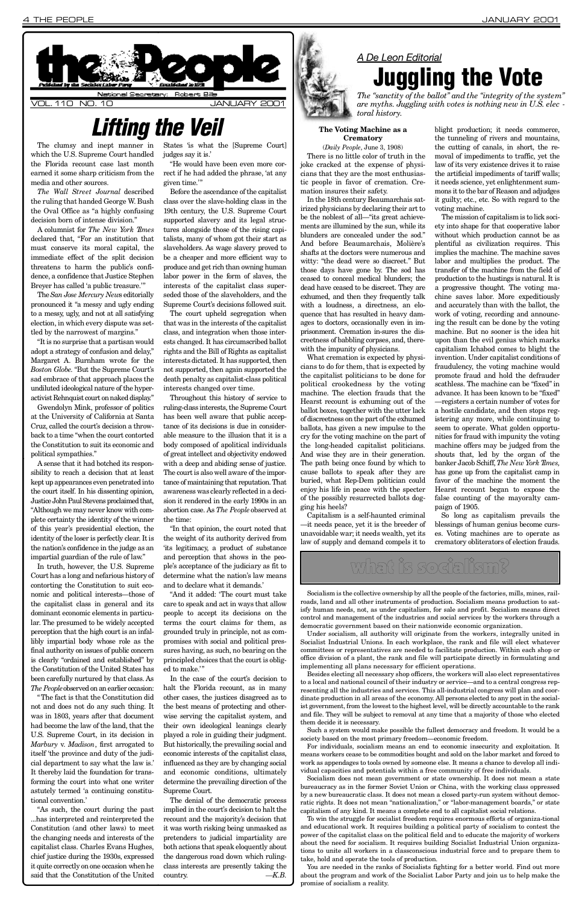# the People

*Published by the Socialist Labor Party — Established in 1891*

National Secretary: Robert Bills

VOL. 110 NO. 10 — JANUARY 2001

# Lifting the Veil

The clumsy and inept manner in which the U.S. Supreme Court handled the Florida recount case last month earned it some sharp criticism from the media and other sources.

*The Wall Street Journal* described the ruling that handed George W. Bush the Oval Office as "a highly confusing decision born of intense division."

A columnist for *The New York Times* declared that, "For an institution that must conserve its moral capital, the immediate effect of the split decision threatens to harm the public's confidence, a confidence that Justice Stephen Breyer has called 'a public treasure.'"

The *San Jose Mercury News* editorially pronounced it "a messy and ugly ending to a messy, ugly, and not at all satisfying election, in which every dispute was settled by the narrowest of margins."

"It is no surprise that a partisan would adopt a strategy of confusion and delay," Margaret A. Burnham wrote for the *Boston Globe*. "But the Supreme Court's sad embrace of that approach places the undiluted ideological nature of the hyperactivist Rehnquist court on naked display."

Gwendolyn Mink, professor of politics at the University of California at Santa Cruz, called the court's decision a throwback to a time "when the court contorted the Constitution to suit its economic and political sympathies."

A sense that it had botched its responsibility to reach a decision that at least kept up appearances even penetrated into the court itself. In his dissenting opinion, Justice John Paul Stevens proclaimed that, "Although we may never know with complete certainty the identity of the winner of this year's presidential election, the identity of the loser is perfectly clear. It is the nation's confidence in the judge as an impartial guardian of the rule of law."

In truth, however, the U.S. Supreme Court has a long and nefarious history of contorting the Constitution to suit economic and political interests—those of the capitalist class in general and its dominant economic elements in particular. The presumed to be widely accepted perception that the high court is an infallibly impartial body whose role as the final authority on issues of public concern is clearly "ordained and established" by the Constitution of the United States has been carefully nurtured by that class. As *The People* observed on an earlier occasion:

"The fact is that the Constitution did not and does not do any such thing. It was in 1803, years after that document had become the law of the land, that the U.S. Supreme Court, in its decision in *Marbury* v. *Madison*, first arrogated to itself 'the province and duty of the judicial department to say what the law is.' It thereby laid the foundation for transforming the court into what one writer astutely termed 'a continuing constitutional convention.'

"As such, the court during the past ...has interpreted and reinterpreted the Constitution (and other laws) to meet the changing needs and interests of the capitalist class. Charles Evans Hughes, chief justice during the 1930s, expressed it quite correctly on one occasion when he said that the Constitution of the United States 'is what the [Supreme Court] judges say it is.'

"He would have been even more correct if he had added the phrase, 'at any given time.'"

Before the ascendance of the capitalist class over the slave-holding class in the 19th century, the U.S. Supreme Court supported slavery and its legal structures alongside those of the rising capitalists, many of whom got their start as slaveholders. As wage slavery proved to be a cheaper and more efficient way to produce and get rich than owning human labor power in the form of slaves, the interests of the capitalist class superseded those of the slaveholders, and the Supreme Court's decisions followed suit.

The court upheld segregation when that was in the interests of the capitalist class, and integration when those interests changed. It has circumscribed ballot rights and the Bill of Rights as capitalist interests dictated. It has supported, then not supported, then again supported the death penalty as capitalist-class political interests changed over time.

Throughout this history of service to ruling-class interests, the Supreme Court has been well aware that public acceptance of its decisions is due in considerable measure to the illusion that it is a body composed of apolitical individuals of great intellect and objectivity endowed with a deep and abiding sense of justice. The court is also well aware of the importance of maintaining that reputation. That awareness was clearly reflected in a decision it rendered in the early 1990s in an abortion case. As *The People* observed at the time:

"In that opinion, the court noted that the weight of its authority derived from 'its legitimacy, a product of substance and perception that shows in the people's acceptance of the judiciary as fit to determine what the nation's law means and to declare what it demands.'

"And it added: 'The court must take care to speak and act in ways that allow people to accept its decisions on the terms the court claims for them, as grounded truly in principle, not as compromises with social and political pressures having, as such, no bearing on the principled choices that the court is obliged to make.'"

In the case of the court's decision to halt the Florida recount, as in many other cases, the justices disagreed as to the best means of protecting and otherwise serving the capitalist system, and their own ideological leanings clearly played a role in guiding their judgment. But historically, the prevailing social and economic interests of the capitalist class, influenced as they are by changing social and economic conditions, ultimately determine the prevailing direction of the Supreme Court.

The denial of the democratic process implied in the court's decision to halt the recount and the majority's decision that it was worth risking being unmasked as pretenders to judicial impartiality are both actions that speak eloquently about the dangerous road down which ruling-class interests are presently taking the country.

—*K.B.*

*A De Leon Editorial*

# Juggling the Vote

*The "sanctity of the ballot" and the "integrity of the system" are myths. Juggling with votes is nothing new in U.S. electoral history.*

**The Voting Machine as a Crematory**

(*Daily People*, June 3, 1908)

There is no little color of truth in the joke cracked at the expense of physicians that they are the most enthusiastic people in favor of cremation. Cremation insures their safety.

In the 18th century Beaumarchais satirized physicians by declaring their art to be the noblest of all—"its great achievements are illumined by the sun, while its blunders are concealed under the sod." And before Beaumarchais, Molière's shafts at the doctors were numerous and witty: "the dead were so discreet." But those days have gone by. The sod has ceased to conceal medical blunders; the dead have ceased to be discreet. They are exhumed, and then they frequently talk with a loudness, a directness, an eloquence that has resulted in heavy damages to doctors, occasionally even in imprisonment. Cremation in-sures the discreetness of babbling corpses, and, therewith the impunity of physicians.

What cremation is expected by physicians to do for them, that is expected by the capitalist politicians to be done for political crookedness by the voting machine. The election frauds that the Hearst recount is exhuming out of the ballot boxes, together with the utter lack of discreetness on the part of the exhumed ballots, has given a new impulse to the cry for the voting machine on the part of the long-headed capitalist politicians. And wise they are in their generation. The path being once found by which to cause ballots to speak after they are buried, what Rep-Dem politician could enjoy his life in peace with the specter of the possibly resurrected ballots dogging his heels?

Capitalism is a self-haunted criminal—it needs peace, yet it is the breeder of unavoidable war; it needs wealth, yet its law of supply and demand compels it to blight production; it needs commerce, the tunneling of rivers and mountains, the cutting of canals, in short, the removal of impediments to traffic, yet the law of its very existence drives it to raise the artificial impediments of tariff walls; it needs science, yet enlightenment summons it to the bar of Reason and adjudges it guilty; etc., etc. So with regard to the voting machine.

The mission of capitalism is to lick society into shape for that cooperative labor without which production cannot be as plentiful as civilization requires. This implies the machine. The machine saves labor and multiplies the product. The transfer of the machine from the field of production to the hustings is natural. It is a progressive thought. The voting machine saves labor. More expeditiously and accurately than with the ballot, the work of voting, recording and announcing the result can be done by the voting machine. But no sooner is the idea hit upon than the evil genius which marks capitalism Ichabod comes to blight the invention. Under capitalist conditions of fraudulency, the voting machine would promote fraud and hold the defrauder scathless. The machine can be "fixed" in advance. It has been known to be "fixed"—registers a certain number of votes for a hostile candidate, and then stops registering any more, while continuing to seem to operate. What golden opportunities for fraud with impunity the voting machine offers may be judged from the shouts that, led by the organ of the banker Jacob Schiff, *The New York Times*, has gone up from the capitalist camp in favor of the machine the moment the Hearst recount began to expose the false counting of the mayoralty campaign of 1905.

So long as capitalism prevails the blessings of human genius become curses. Voting machines are to operate as crematory obliterators of election frauds.

## what is socialism?

Socialism is the collective ownership by all the people of the factories, mills, mines, railroads, land and all other instruments of production. Socialism means production to satisfy human needs, not, as under capitalism, for sale and profit. Socialism means direct control and management of the industries and social services by the workers through a democratic government based on their nationwide economic organization.

Under socialism, all authority will originate from the workers, integrally united in Socialist Industrial Unions. In each workplace, the rank and file will elect whatever committees or representatives are needed to facilitate production. Within each shop or office division of a plant, the rank and file will participate directly in formulating and implementing all plans necessary for efficient operations.

Besides electing all necessary shop officers, the workers will also elect representatives to a local and national council of their industry or service—and to a central congress representing all the industries and services. This all-industrial congress will plan and coordinate production in all areas of the economy. All persons elected to any post in the socialist government, from the lowest to the highest level, will be directly accountable to the rank and file. They will be subject to removal at any time that a majority of those who elected them decide it is necessary.

Such a system would make possible the fullest democracy and freedom. It would be a society based on the most primary freedom—economic freedom.

For individuals, socialism means an end to economic insecurity and exploitation. It means workers cease to be commodities bought and sold on the labor market and forced to work as appendages to tools owned by someone else. It means a chance to develop all individual capacities and potentials within a free community of free individuals.

Socialism does not mean government or state ownership. It does not mean a state bureaucracy as in the former Soviet Union or China, with the working class oppressed by a new bureaucratic class. It does not mean a closed party-run system without democratic rights. It does not mean "nationalization," or "labor-management boards," or state capitalism of any kind. It means a complete end to all capitalist social relations.

To win the struggle for socialist freedom requires enormous efforts of organiza-tional and educational work. It requires building a political party of socialism to contest the power of the capitalist class on the political field and to educate the majority of workers about the need for socialism. It requires building Socialist Industrial Union organizations to unite all workers in a classconscious industrial force and to prepare them to take, hold and operate the tools of production.

You are needed in the ranks of Socialists fighting for a better world. Find out more about the program and work of the Socialist Labor Party and join us to help make the promise of socialism a reality.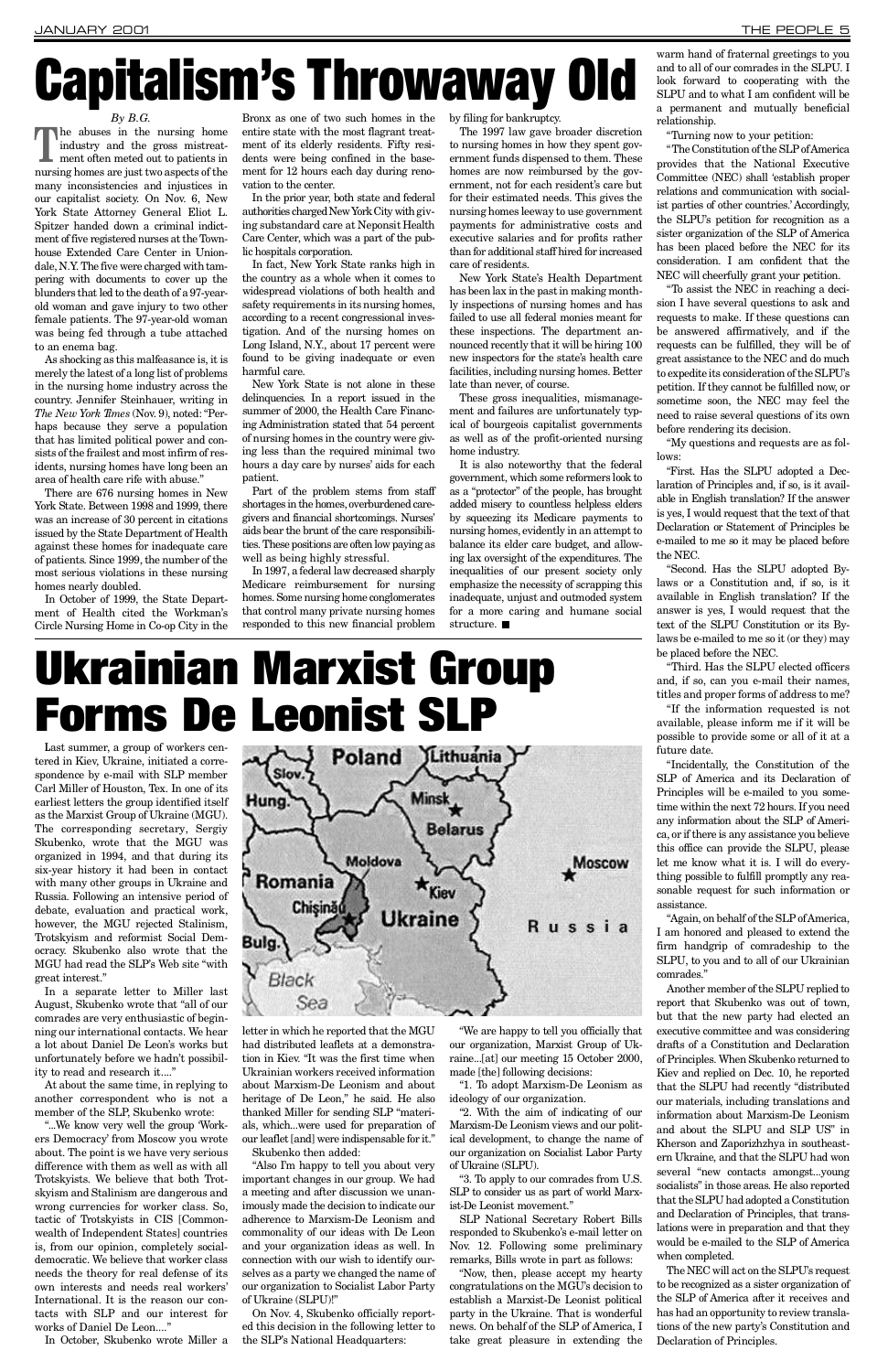# Capitalism's Throwaway Old

*By B.G.*

The abuses in the nursing home industry and the gross mistreatment often meted out to patients in nursing homes are just two aspects of the many inconsistencies and injustices in our capitalist society. On Nov. 6, New York State Attorney General Eliot L. Spitzer handed down a criminal indictment of five registered nurses at the Townhouse Extended Care Center in Uniondale, N.Y. The five were charged with tampering with documents to cover up the blunders that led to the death of a 97-year-old woman and gave injury to two other female patients. The 97-year-old woman was being fed through a tube attached to an enema bag.

As shocking as this malfeasance is, it is merely the latest of a long list of problems in the nursing home industry across the country. Jennifer Steinhauer, writing in *The New York Times* (Nov. 9), noted: "Perhaps because they serve a population that has limited political power and consists of the frailest and most infirm of residents, nursing homes have long been an area of health care rife with abuse."

There are 676 nursing homes in New York State. Between 1998 and 1999, there was an increase of 30 percent in citations issued by the State Department of Health against these homes for inadequate care of patients. Since 1999, the number of the most serious violations in these nursing homes nearly doubled.

In October of 1999, the State Department of Health cited the Workman's Circle Nursing Home in Co-op City in the Bronx as one of two such homes in the entire state with the most flagrant treatment of its elderly residents. Fifty residents were being confined in the basement for 12 hours each day during renovation to the center.

In the prior year, both state and federal authorities charged New York City with giving substandard care at Neponsit Health Care Center, which was a part of the public hospitals corporation.

In fact, New York State ranks high in the country as a whole when it comes to widespread violations of both health and safety requirements in its nursing homes, according to a recent congressional investigation. And of the nursing homes on Long Island, N.Y., about 17 percent were found to be giving inadequate or even harmful care.

New York State is not alone in these delinquencies. In a report issued in the summer of 2000, the Health Care Financing Administration stated that 54 percent of nursing homes in the country were giving less than the required minimal two hours a day care by nurses' aids for each patient.

Part of the problem stems from staff shortages in the homes, overburdened caregivers and financial shortcomings. Nurses' aids bear the brunt of the care responsibilities. These positions are often low paying as well as being highly stressful.

In 1997, a federal law decreased sharply Medicare reimbursement for nursing homes. Some nursing home conglomerates that control many private nursing homes responded to this new financial problem by filing for bankruptcy.

The 1997 law gave broader discretion to nursing homes in how they spent government funds dispensed to them. These homes are now reimbursed by the government, not for each resident's care but for their estimated needs. This gives the nursing homes leeway to use government payments for administrative costs and executive salaries and for profits rather than for additional staff hired for increased care of residents.

New York State's Health Department has been lax in the past in making monthly inspections of nursing homes and has failed to use all federal monies meant for these inspections. The department announced recently that it will be hiring 100 new inspectors for the state's health care facilities, including nursing homes. Better late than never, of course.

These gross inequalities, mismanagement and failures are unfortunately typical of bourgeois capitalist governments as well as of the profit-oriented nursing home industry.

It is also noteworthy that the federal government, which some reformers look to as a "protector" of the people, has brought added misery to countless helpless elders by squeezing its Medicare payments to nursing homes, evidently in an attempt to balance its elder care budget, and allowing lax oversight of the expenditures. The inequalities of our present society only emphasize the necessity of scrapping this inadequate, unjust and outmoded system for a more caring and humane social structure. ■

# Ukrainian Marxist Group Forms De Leonist SLP

Last summer, a group of workers centered in Kiev, Ukraine, initiated a correspondence by e-mail with SLP member Carl Miller of Houston, Tex. In one of its earliest letters the group identified itself as the Marxist Group of Ukraine (MGU). The corresponding secretary, Sergiy Skubenko, wrote that the MGU was organized in 1994, and that during its six-year history it had been in contact with many other groups in Ukraine and Russia. Following an intensive period of debate, evaluation and practical work, however, the MGU rejected Stalinism, Trotskyism and reformist Social Democracy. Skubenko also wrote that the MGU had read the SLP's Web site "with great interest."

In a separate letter to Miller last August, Skubenko wrote that "all of our comrades are very enthusiastic of beginning our international contacts. We hear a lot about Daniel De Leon's works but unfortunately before we hadn't possibility to read and research it...."

At about the same time, in replying to another correspondent who is not a member of the SLP, Skubenko wrote:

"...We know very well the group 'Workers Democracy' from Moscow you wrote about. The point is we have very serious difference with them as well as with all Trotskyists. We believe that both Trotskyism and Stalinism are dangerous and wrong currencies for worker class. So, tactic of Trotskyists in CIS [Commonwealth of Independent States] countries is, from our opinion, completely social-democratic. We believe that worker class needs the theory for real defense of its own interests and needs real workers' International. It is the reason our contacts with SLP and our interest for works of Daniel De Leon...."

In October, Skubenko wrote Miller a letter in which he reported that the MGU had distributed leaflets at a demonstration in Kiev. "It was the first time when Ukrainian workers received information about Marxism-De Leonism and about heritage of De Leon," he said. He also thanked Miller for sending SLP "materials, which...were used for preparation of our leaflet [and] were indispensable for it."

Skubenko then added:

"Also I'm happy to tell you about very important changes in our group. We had a meeting and after discussion we unanimously made the decision to indicate our adherence to Marxism-De Leonism and commonality of our ideas with De Leon and your organization ideas as well. In connection with our wish to identify ourselves as a party we changed the name of our organization to Socialist Labor Party of Ukraine (SLPU)!"

On Nov. 4, Skubenko officially reported this decision in the following letter to the SLP's National Headquarters:

"We are happy to tell you officially that our organization, Marxist Group of Ukraine...[at] our meeting 15 October 2000, made [the] following decisions:

"1. To adopt Marxism-De Leonism as ideology of our organization.

"2. With the aim of indicating of our Marxism-De Leonism views and our political development, to change the name of our organization on Socialist Labor Party of Ukraine (SLPU).

"3. To apply to our comrades from U.S. SLP to consider us as part of world Marxist-De Leonist movement."

SLP National Secretary Robert Bills responded to Skubenko's e-mail letter on Nov. 12. Following some preliminary remarks, Bills wrote in part as follows:

"Now, then, please accept my hearty congratulations on the MGU's decision to establish a Marxist-De Leonist political party in the Ukraine. That is wonderful news. On behalf of the SLP of America, I take great pleasure in extending the warm hand of fraternal greetings to you and to all of our comrades in the SLPU. I look forward to cooperating with the SLPU and to what I am confident will be a permanent and mutually beneficial relationship.

"Turning now to your petition:

"The Constitution of the SLP of America provides that the National Executive Committee (NEC) shall 'establish proper relations and communication with socialist parties of other countries.' Accordingly, the SLPU's petition for recognition as a sister organization of the SLP of America has been placed before the NEC for its consideration. I am confident that the NEC will cheerfully grant your petition.

"To assist the NEC in reaching a decision I have several questions to ask and requests to make. If these questions can be answered affirmatively, and if the requests can be fulfilled, they will be of great assistance to the NEC and do much to expedite its consideration of the SLPU's petition. If they cannot be fulfilled now, or sometime soon, the NEC may feel the need to raise several questions of its own before rendering its decision.

"My questions and requests are as follows:

"First. Has the SLPU adopted a Declaration of Principles and, if so, is it available in English translation? If the answer is yes, I would request that the text of that Declaration or Statement of Principles be e-mailed to me so it may be placed before the NEC.

"Second. Has the SLPU adopted Bylaws or a Constitution and, if so, is it available in English translation? If the answer is yes, I would request that the text of the SLPU Constitution or its Bylaws be e-mailed to me so it (or they) may be placed before the NEC.

"Third. Has the SLPU elected officers and, if so, can you e-mail their names, titles and proper forms of address to me?

"If the information requested is not available, please inform me if it will be possible to provide some or all of it at a future date.

"Incidentally, the Constitution of the SLP of America and its Declaration of Principles will be e-mailed to you sometime within the next 72 hours. If you need any information about the SLP of America, or if there is any assistance you believe this office can provide the SLPU, please let me know what it is. I will do everything possible to fulfill promptly any reasonable request for such information or assistance.

"Again, on behalf of the SLP of America, I am honored and pleased to extend the firm handgrip of comradeship to the SLPU, to you and to all of our Ukrainian comrades."

Another member of the SLPU replied to report that Skubenko was out of town, but that the new party had elected an executive committee and was considering drafts of a Constitution and Declaration of Principles. When Skubenko returned to Kiev and replied on Dec. 10, he reported that the SLPU had recently "distributed our materials, including translations and information about Marxism-De Leonism and about the SLPU and SLP US" in Kherson and Zaporizhzhya in southeastern Ukraine, and that the SLPU had won several "new contacts amongst...young socialists" in those areas. He also reported that the SLPU had adopted a Constitution and Declaration of Principles, that translations were in preparation and that they would be e-mailed to the SLP of America when completed.

The NEC will act on the SLPU's request to be recognized as a sister organization of the SLP of America after it receives and has had an opportunity to review translations of the new party's Constitution and Declaration of Principles.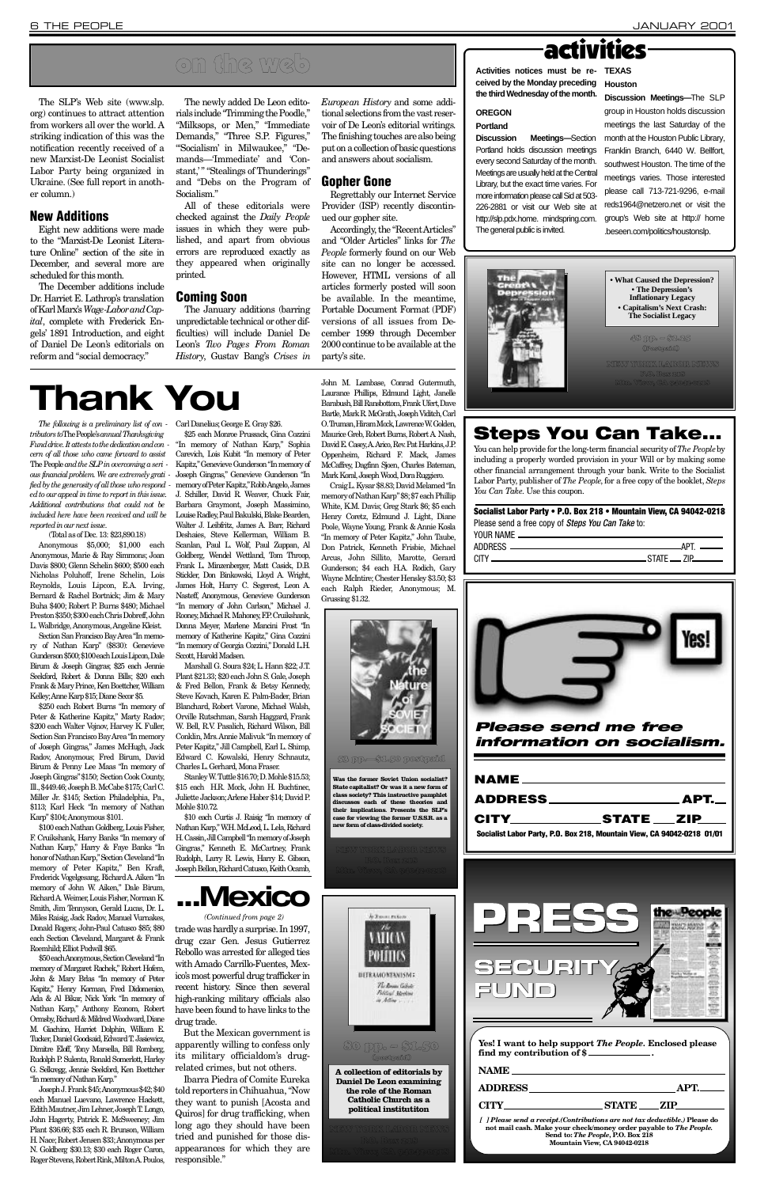## on the web

The SLP's Web site (www.slp.org) continues to attract attention from workers all over the world. A striking indication of this was the notification recently received of a new Marxist-De Leonist Socialist Labor Party being organized in Ukraine. (See full report in another column.)

### New Additions

Eight new additions were made to the "Marxist-De Leonist Literature Online" section of the site in December, and several more are scheduled for this month.

The December additions include Dr. Harriet E. Lathrop's translation of Karl Marx's *Wage-Labor and Capital*, complete with Frederick Engels' 1891 Introduction, and eight of Daniel De Leon's editorials on reform and "social democracy."

The newly added De Leon editorials include "Trimming the Poodle," "Milksops, or Men," "Immediate Demands," "Three S.P. Figures," "'Socialism' in Milwaukee," "Demands—'Immediate' and 'Constant,'" "Stealings of Thunderings" and "Debs on the Program of Socialism."

All of these editorials were checked against the *Daily People* issues in which they were published, and apart from obvious errors are reproduced exactly as they appeared when originally printed.

### Coming Soon

The January additions (barring unpredictable technical or other difficulties) will include Daniel De Leon's *Two Pages From Roman History*, Gustav Bang's *Crises in European History* and some additional selections from the vast reservoir of De Leon's editorial writings. The finishing touches are also being put on a collection of basic questions and answers about socialism.

### Gopher Gone

Regrettably our Internet Service Provider (ISP) recently discontinued our gopher site.

Accordingly, the "Recent Articles" and "Older Articles" links for *The People* formerly found on our Web site can no longer be accessed. However, HTML versions of all articles formerly posted will soon be available. In the meantime, Portable Document Format (PDF) versions of all issues from December 1999 through December 2000 continue to be available at the party's site.

## activities

**Activities notices must be received by the Monday preceding the third Wednesday of the month.**

**OREGON**

**Portland**

**Discussion Meetings**—Section Portland holds discussion meetings every second Saturday of the month. Meetings are usually held at the Central Library, but the exact time varies. For more information please call Sid at 503-226-2881 or visit our Web site at http://slp.pdx.home. mindspring.com. The general public is invited.

**TEXAS**

**Houston**

**Discussion Meetings**—The SLP group in Houston holds discussion meetings the last Saturday of the month at the Houston Public Library, Franklin Branch, 6440 W. Bellfort, southwest Houston. The time of the meetings varies. Those interested please call 713-721-9296, e-mail reds1964@netzero.net or visit the group's Web site at http:// home .beseen.com/politics/houstonslp.

**The Great Depression**

- What Caused the Depression?
- The Depression's Inflationary Legacy
- Capitalism's Next Crash: The Socialist Legacy

48 pp. — $1.25 (Postpaid)

NEW YORK LABOR NEWS, P.O. Box 218, Mtn. View, CA 94042-0218

# Thank You

*The following is a preliminary list of contributors to* The People*'s annual Thanksgiving Fund drive. It attests to the dedication and concern of all those who came forward to assist* The People *and the SLP in overcoming a serious financial problem. We are extremely gratified by the generosity of all those who responded to our appeal in time to report in this issue. Additional contributions that could not be included here have been received and will be reported in our next issue.*

(Total as of Dec. 15: $23,890.18)

Anonymous $5,000; $1,000 each Anonymous, Marie & Ray Simmons; Joan Davis $800; Glenn Schelin $600; $500 each Nicholas Poluhoff, Irene Schelin, Lois Reynolds, Louis Lipcon, E.A. Irving, Bernard & Rachel Bortnick; Jim & Mary Buha $400; Robert P. Burns $480; Michael Preston $350; $300 each Chris Dobreff, John L. Walbridge, Anonymous, Angeline Kleist.

Section San Francisco Bay Area "In memory of Nathan Karp" ($830): Genevieve Gunderson $500; $100 each Louis Lipcon, Dale Birum & Joseph Gingras; $25 each Jennie Seekford, Robert & Donna Bills; $20 each Frank & Mary Prince, Ken Boettcher, William Kelley; Anne Karp $15; Diane Secor $5.

$250 each Robert Burns "In memory of Peter & Katherine Kapitz," Marty Radov; $200 each Walter Vojnov, Harvey K. Fuller, Section San Francisco Bay Area "In memory of Joseph Gingras," James McHugh, Jack Radov, Anonymous; Fred Birum, David Birum & Penny Lee Maas "In memory of Joseph Gingras" $150; Section Cook County, Ill., $449.46; Joseph B. McCabe $175; Carl C. Miller Jr. $145; Section Philadelphia, Pa., $113; Karl Heck "In memory of Nathan Karp" $104; Anonymous $101.

$100 each Nathan Goldberg, Louis Fisher, F. Cruikshank, Harry Banks "In memory of Nathan Karp," Harry & Faye Banks "In honor of Nathan Karp," Section Cleveland "In memory of Peter Kapitz," Ben Kraft, Frederick Vogelgesang, Richard A. Aiken "In memory of John W. Aiken," Dale Birum, Richard A. Weimer, Louis Fisher, Norman K. Smith, Jim Tennyson, Gerald Lucas, Dr. L. Miles Raisig, Jack Radov, Manuel Vurnakes, Donald Rogers; John-Paul Catusco $85; $80 each Section Cleveland, Margaret & Frank Roemhild; Elliot Podwill $65.

$50 each Anonymous, Section Cleveland "In memory of Margaret Rachek," Robert Hofem, John & Mary Brlas "In memory of Peter Kapitz," Henry Korman, Fred Didomenico, Ada & Al Bikar, Nick York "In memory of Nathan Karp," Anthony Econom, Robert Ormsby, Richard & Mildred Woodward, Diane M. Giachino, Harriet Dolphin, William E. Tucker, Daniel Goodsaid, Edward T. Jasiewicz, Dimitre Eloff, Tony Marsella, Bill Romberg, Rudolph P. Sulenta, Ronald Somerlott, Harley G. Selkregg, Jennie Seekford, Ken Boettcher "In memory of Nathan Karp."

Joseph J. Frank $45; Anonymous $42; $40 each Manuel Luevano, Lawrence Hackett, Edith Mautner, Jim Lehner, Joseph T. Longo, John Hagerty, Patrick E. McSweeney; Jim Plant $36.66; $35 each R. Brunson, William H. Nace; Robert Jensen $33; Anonymous per N. Goldberg $30.13; $30 each Roger Caron, Roger Stevens, Robert Rink, Milton A. Poulos, Carl Danelius; George E. Gray $26.

$25 each Monroe Prussack, Gina Cozzini "In memory of Nathan Karp," Sophia Carevich, Lois Kubit "In memory of Peter Kapitz," Genevieve Gunderson "In memory of Joseph Gingras," Genevieve Gunderson "In memory of Peter Kapitz," Robb Angelo, James J. Schiller, David R. Weaver, Chuck Fair, Barbara Graymont, Joseph Massimino, Louise Radley, Paul Bakulski, Blake Bearden, Walter J. Leibfritz, James A. Barr, Richard Deshaies, Steve Kellerman, William B. Scanlan, Paul L. Wolf, Paul Zuppan, Al Goldberg, Wendel Wettland, Tom Throop, Frank L. Minzenberger, Matt Casids, D.B. Stickler, Don Binkowski, Lloyd A. Wright, James Holt, Harry C. Segerest, Leon A. Nasteff, Anonymous, Genevieve Gunderson "In memory of John Carlson," Michael J. Rooney, Michael R. Mahoney, F.P. Cruikshank, Donna Meyer, Marlene Mancini Frost "In memory of Katherine Kapitz," Gina Cozzini "In memory of Georgia Cozzini," Donald L.H. Scott, Harold Madsen.

Marshall G. Soura $24; L. Hann $22; J.T. Plant $21.33; $20 each John S. Gale, Joseph & Fred Bellon, Frank & Betsy Kennedy, Steve Kovach, Karen E. Palm-Bader, Brian Blanchard, Robert Varone, Michael Walsh, Orville Rutschman, Sarah Haggard, Frank W. Bell, R.V. Pasalich, Richard Wilson, Bill Conklin, Mrs. Annie Malivuk "In memory of Peter Kapitz," Jill Campbell, Earl L. Shimp, Edward C. Kowalski, Henry Schnautz, Charles L. Gerhard, Mona Fraser.

Stanley W. Tuttle $16.70; D. Mohle $15.53; $15 each H.R. Mock, John H. Buchtinec, Juliette Jackson; Arlene Haber $14; David P. Mohle $10.72.

$10 each Curtis J. Raisig "In memory of Nathan Karp," W.H. McLeod, L. Lela, Richard H. Cassin, Jill Campbell "In memory of Joseph Gingras," Kenneth E. McCartney, Frank Rudolph, Larry R. Lewis, Harry E. Gibson, Joseph Bellon, Richard Catusco, Keith Ocamb, John M. Lambase, Conrad Gutermuth, Laurance Phillips, Edmund Light, Janelle Barabush, Bill Ransbottom, Frank Ufert, Dave Bartle, Mark R. McGrath, Joseph Viditch, Carl O. Truman, Hiram Mock, Lawrence W. Golden, Maurice Greb, Robert Burns, Robert A. Nash, David E. Casey, A. Ario, Rev. Pat Harkins, J.P. Oppenheim, Richard F. Mack, James McCaffrey, Dagfinn Sjoen, Charles Bateman, Mark Koral, Joseph Wood, Dora Ruggiero.

Craig L. Kysar $8.83; David Melamed "In memory of Nathan Karp" $8; $7 each Phillip White, K.M. Davis; Greg Stark $6; $5 each Henry Coretz, Edmund J. Light, Diane Poole, Wayne Young, Frank & Annie Kosla "In memory of Peter Kapitz," John Taube, Don Patrick, Kenneth Frisbie, Michael Arcus, John Sillito, Marotte, Gerard Gunderson; $4 each H.A. Rodich, Gary Wayne McIntire; Chester Hensley $3.50; $3 each Ralph Rieder, Anonymous; M. Grussing $1.32.

# ...Mexico

*(Continued from page 2)*

trade was hardly a surprise. In 1997, drug czar Gen. Jesus Gutierrez Rebollo was arrested for alleged ties with Amado Carrillo-Fuentes, Mexico's most powerful drug trafficker in recent history. Since then several high-ranking military officials also have been found to have links to the drug trade.

But the Mexican government is apparently willing to confess only its military officialdom's drug-related crimes, but not others.

Ibarra Piedra of Comite Eureka told reporters in Chihuahua, "Now they want to punish [Acosta and Quiros] for drug trafficking, when long ago they should have been tried and punished for those disappearances for which they are responsible."

**The Nature of Soviet Society**

32 pp.—$1.00 postpaid

**Was the former Soviet Union socialist? State capitalist? Or was it a new form of class society? This instructive pamphlet discusses each of these theories and their implications. Presents the SLP's case for viewing the former U.S.S.R. as a new form of class-divided society.**

NEW YORK LABOR NEWS, P.O. Box 218, Mtn. View, CA 94042-0218

**The Vatican in Politics**

Ultramontanism: The Roman Catholic Political Machine in Action

80 pp. — $1.50 (postpaid)

**A collection of editorials by Daniel De Leon examining the role of the Roman Catholic Church as a political institutiton**

NEW YORK LABOR NEWS, P.O. Box 218, Mtn. View, CA 94042-0218

## Steps You Can Take...

You can help provide for the long-term financial security of *The People* by including a properly worded provision in your Will or by making some other financial arrangement through your bank. Write to the Socialist Labor Party, publisher of *The People*, for a free copy of the booklet, *Steps You Can Take*. Use this coupon.

**Socialist Labor Party • P.O. Box 218 • Mountain View, CA 94042-0218**

Please send a free copy of *Steps You Can Take* to:

YOUR NAME ______

ADDRESS ______ APT. ______

CITY ______ STATE ____ ZIP ______

**Yes!**

***Please send me free information on socialism.***

**NAME** ______

**ADDRESS** ______ **APT.** ____

**CITY** ______ **STATE** ____ **ZIP** ____

**Socialist Labor Party, P.O. Box 218, Mountain View, CA 94042-0218 01/01**

## PRESS SECURITY FUND

**Yes! I want to help support *The People*. Enclosed please find my contribution of $ ______.**

**NAME** ______

**ADDRESS** ______ **APT.** ______

**CITY** ______ **STATE** ____ **ZIP** ______

*[ ] Please send a receipt. (Contributions are not tax deductible.)* **Please do not mail cash. Make your check/money order payable to *The People*. Send to: *The People*, P.O. Box 218 Mountain View, CA 94042-0218**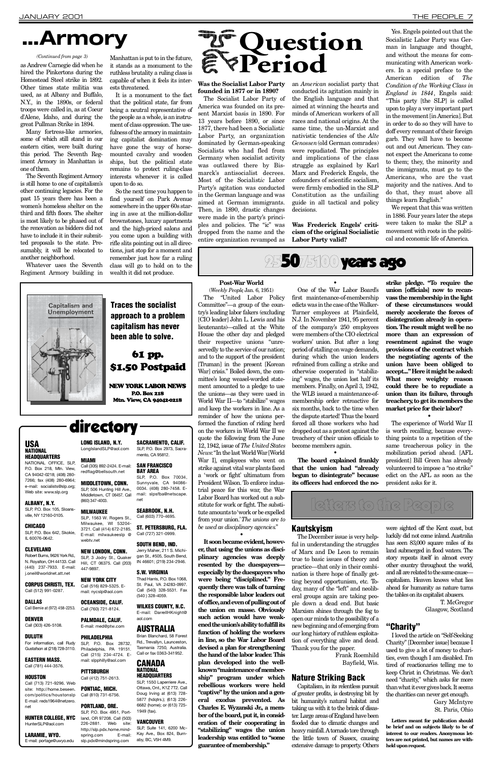# ...Armory

*(Continued from page 3)*

as Andrew Carnegie did when he hired the Pinkertons during the Homestead Steel strike in 1892. Other times state militia was used, as at Albany and Buffalo, N.Y., in the 1890s, or federal troops were called in, as at Coeur d'Alene, Idaho, and during the great Pullman Strike in 1894.

Many fortress-like armories, some of which still stand in our eastern cities, were built during this period. The Seventh Regiment Armory in Manhattan is one of them.

The Seventh Regiment Armory is still home to one of capitalism's other continuing legacies. For the past 15 years there has been a women's homeless shelter on the third and fifth floors. The shelter is most likely to be phased out of the renovation as bidders did not have to include it in their submitted proposals to the state. Presumably, it will be relocated to another neighborhood.

Whatever uses the Seventh Regiment Armory building in Manhattan is put to in the future, it stands as a monument to the ruthless brutality a ruling class is capable of when it feels its interests threatened.

It is a monument to the fact that the political state, far from being a neutral representative of the people as a whole, is an instrument of class oppression. The usefulness of the armory in maintaining capitalist domination may have gone the way of horse-mounted cavalry and wooden ships, but the political state remains to protect ruling-class interests whenever it is called upon to do so.

So the next time you happen to find yourself on Park Avenue somewhere in the upper 60s staring in awe at the million-dollar brownstones, luxury apartments and the high-priced salons and you come upon a building with rifle slits pointing out in all directions, just stop for a moment and remember just how far a ruling class will go to hold on to the wealth it did not produce.

# Question Period

**Was the Socialist Labor Party founded in 1877 or in 1890?**

The Socialist Labor Party of America was founded on its present Marxist basis in 1890. For 13 years before 1890, or since 1877, there had been a Social*istic* Labor Party, an organization dominated by German-speaking Socialists who had fled from Germany when socialist activity was outlawed there by Bismarck's antisocialist decrees. Most of the Social*istic* Labor Party's agitation was conducted in the German language and was aimed at German immigrants. Then, in 1890, drastic changes were made in the party's principles and policies. The "ic" was dropped from the name and the entire organization revamped as an *American* socialist party that conducted its agitation mainly in the English language and that aimed at winning the hearts and minds of American workers of all races and national origins. At the same time, the un-Marxist and nativistic tendencies of the *Alte Genossen* (old German comrades) were repudiated. The principles and implications of the class struggle as explained by Karl Marx and Frederick Engels, the cofounders of scientific socialism, were firmly embodied in the SLP Constitution as the unfailing guide in all tactical and policy decisions.

**Was Frederick Engels' criticism of the original Socialistic Labor Party valid?**

Yes. Engels pointed out that the Socialistic Labor Party was German in language and thought, and without the means for communicating with American workers. In a special preface to the American edition of *The Condition of the Working Class in England in 1844*, Engels said: "This party [the SLP] is called upon to play a very important part in the movement [in America]. But in order to do so they will have to doff every remnant of their foreign garb. They will have to become out and out American. They cannot expect the Americans to come to them; they, the minority and the immigrants, must go to the Americans, who are the vast majority and the natives. And to do that, they must above all things learn English."

We repeat that this was written in 1886. Four years later the steps were taken to make the SLP a movement with roots in the political and economic life of America.

## 25/50/75/100 years ago

**Post-War World**

(*Weekly People*, Jan. 6, 1951)

The "United Labor Policy Committee"—a group of the country's leading labor fakers (excluding [CIO leader] John L. Lewis and his lieutenants)—called at the White House the other day and pledged their respective unions "unreservedly to the service of our nation; and to the support of the president [Truman] in the present [Korean War] crisis." Boiled down, the committee's long weasel-worded statement amounted to a pledge to use the unions—as they were used in World War II—to "stabilize" wages and keep the workers in line. As a reminder of how the unions performed the function of riding herd on the workers in World War II we quote the following from the June 12, 1942, issue of *The United States News*: "In the last World War [World War I], employees who went on strike against vital war plants faced a 'work or fight' ultimatum from President Wilson. To enforce industrial peace for this war, the War Labor Board has worked out a substitute for work or fight. The substitute amounts to 'work or be expelled from your union.' *The unions are to be used as disciplinary agencies*."

•

**It soon became evident, however, that using the unions as disciplinary agencies was deeply resented by the duespayers—especially by the duespayers who were being "disciplined." Frequently there was talk of turning the responsible labor leaders out of office, and even of pulling out of the union en masse. Obviously such action would have weakened the union's ability to fulfill its function of holding the workers in line, so the War Labor Board devised a plan for strengthening the hand of the labor leader. This plan developed into the well-known "maintenance of membership" program under which rebellious workers were held "captive" by the union and a general exodus prevented. As Charles E. Wyzanski Jr., a member of the board, put it, in consideration of their cooperating in "stabilizing" wages the union leadership was entitled to "some guarantee of membership."**

•

One of the War Labor Board's first maintenance-of-membership edicts was in the case of the Walker-Turner employees at Plainfield, N.J. In November 1941, 95 percent of the company's 250 employees were members of the CIO electrical workers' union. But after a long period of stalling on wage demands, during which the union leaders refrained from calling a strike and otherwise cooperated in "stabilizing" wages, the union lost half its members. Finally, on April 3, 1942, the WLB issued a maintenance-of-membership order retroactive for six months, back to the time when the dispute started! Thus the board forced all those workers who had dropped out as a protest against the treachery of their union officials to become members again.

•

**The board explained frankly that the union had "already begun to disintegrate" because its officers had enforced the no-strike pledge. "To require the union [officials] now to recanvass the membership in the light of these circumstances would merely accelerate the forces of disintegration already in operation. The result might well be no more than an expression of resentment against the wage provisions of the contract which the negotiating agents of the union have been obliged to accept...." Here it might be asked: What more weighty reason could there be to repudiate a union than its failure, through treachery, to get its members the market price for their labor?**

•

The experience of World War II is worth recalling, because everything points to a repetition of the same treacherous policy in the mobilization period ahead. [AFL president] Bill Green has already volunteered to impose a "no strike" edict on the AFL as soon as the president asks for it.

**Capitalism and Unemployment**

**Traces the socialist approach to a problem capitalism has never been able to solve.**

**61 pp. $1.50 Postpaid**

**NEW YORK LABOR NEWS**
**P.O. Box 218**
**Mtn. View, CA 94042-0218**

## directory

### USA

**NATIONAL HEADQUARTERS**
NATIONAL OFFICE, SLP, P.O. Box 218, Mtn. View, CA 94042-0218; (408) 280-7266; fax (408) 280-6964; e-mail: socialists@slp.org; Web site: www.slp.org

**ALBANY, N.Y.**
SLP, P.O. Box 105, Sloansville, NY 12160-0105.

**CHICAGO**
SLP, P.O. Box 642, Skokie, IL 60076-0642.

**CLEVELAND**
Robert Burns, 9626 York Rd., N. Royalton, OH 44133. Call (440) 237-7933. E-mail: j.oneil@worldnet.att.net

**CORPUS CHRISTI, TEX.**
Call (512) 991-0287.

**DALLAS**
Call Bernie at (972) 458-2253.

**DENVER**
Call (303) 426-5108.

**DULUTH**
For information, call Rudy Gustafson at (218) 728-3110.

**EASTERN MASS.**
Call (781) 444-3576.

**HOUSTON**
Call (713) 721-9296. Web site: http://home.beseen.com/politics/houstonslp E-mail: reds1964@netzero.net

**HUNTER COLLEGE, NYC**
HunterSLP@aol.com

**LARAMIE, WYO.**
E-mail: portage@uwyo.edu

**LONG ISLAND, N.Y.**
LongIslandSLP@aol.com

**MIAMI**
Call (305) 892-2424. E-mail: redflag@bellsouth.net

**MIDDLETOWN, CONN.**
SLP, 506 Hunting Hill Ave., Middletown, CT 06457. Call (860) 347-4003.

**MILWAUKEE**
SLP, 1563 W. Rogers St., Milwaukee, WI 53204-3721. Call (414) 672-2185. E-mail: milwaukeeslp @ webtv.net

**NEW LONDON, CONN.**
SLP, 3 Jodry St., Quaker Hill, CT 06375. Call (203) 447-9897.

**NEW YORK CITY**
Call (516) 829-5325. E-mail: nycslp@aol.com

**OCEANSIDE, CALIF.**
Call (760) 721-8124.

**PALMDALE, CALIF.**
E-mail: med@ptw.com

**PHILADELPHIA**
SLP, P.O. Box 28732, Philadelphia, PA 19151. Call (215) 234-4724. E-mail: slpphilly@aol.com

**PITTSBURGH**
Call (412) 751-2613.

**PONTIAC, MICH.**
Call (810) 731-6756.

**PORTLAND, ORE.**
SLP, P.O. Box 4951, Portland, OR 97208. Call (503) 226-2881. Web site: http://slp.pdx.home.mindspring.com E-mail: slp.pdx@mindspring.com

**SACRAMENTO, CALIF.**
SLP, P.O. Box 2973, Sacramento, CA 95812.

**SAN FRANCISCO BAY AREA**
SLP, P.O. Box 70034, Sunnyvale, CA 94086-0034. (408) 280-7458. E-mail: slpsfba@netscape.net

**SEABROOK, N.H.**
Call (603) 770-4695.

**ST. PETERSBURG, FLA.**
Call (727) 321-0999.

**SOUTH BEND, IND.**
Jerry Maher, 211 S. Michigan St., #505, South Bend, IN 46601; (219) 234-2946.

**S.W. VIRGINIA**
Thad Harris, P.O. Box 1068, St. Paul, VA 24283-0997. Call (540) 328-5531. Fax (540 ) 328-4059.

**WILKES COUNTY, N.C.**
E-mail: DarrellHKnight@aol.com

### AUSTRALIA

Brian Blanchard, 58 Forest Rd., Trevallyn, Launceston, Tasmania 7250, Australia. Call or fax 0363-341952.

### CANADA

**NATIONAL HEADQUARTERS**
SLP, 1550 Laperriere Ave., Ottawa, Ont., K1Z 7T2. Call Doug Irving at (613) 728-5877 (hdqtrs.); (613) 226-6682 (home); or (613) 725-1949 (fax).

**VANCOUVER**
SLP, Suite 141, 6200 McKay Ave., Box 824, Burnaby, BC, V5H 4M9.

## letters to the People

### Kautskyism

The December issue is very helpful in understanding the struggles of Marx and De Leon to remain true to basic issues of theory and practice—that only in their combination is there hope of finally getting beyond opportunism, etc. Today, many of the "left" and neoliberal groups again are taking people down a dead end. But basic Marxism shines through the fog to open our minds to the possibility of a new beginning and of emerging from our long history of ruthless exploitation of everything alive and dead. Thank you for the paper.

Frank Roemhild
Bayfield, Wis.

### Nature Striking Back

Capitalism, in its relentless pursuit of greater profits, is destroying bit by bit humanity's natural habitat and taking us with it to the brink of disaster. Large areas of England have been flooded due to climatic changes and heavy rainfall. A tornado tore through the little town of Sussex, causing extensive damage to property. Others were sighted off the Kent coast, but luckily did not come inland. Australia has seen 83,000 square miles of its land submerged in flood waters. The story repeats itself in almost every other country throughout the world, and all are related to the same cause—capitalism. Heaven knows what lies ahead for humanity as nature turns the tables on its capitalist abusers.

T. McGregor
Glasgow, Scotland

### "Charity"

I loved the article on "Self-Seeking Charity" [December issue] because I used to give a lot of money to charities, even though I am disabled. I'm tired of reactionaries telling me to keep Christ in Christmas. We don't need "charity," which asks for more than what it ever gives back. It seems the charities can never get enough.

Gary McIntyre
St. Paris, Ohio

**Letters meant for publication should be brief and on subjects likely to be of interest to our readers. Anonymous letters are not printed, but names are withheld upon request.**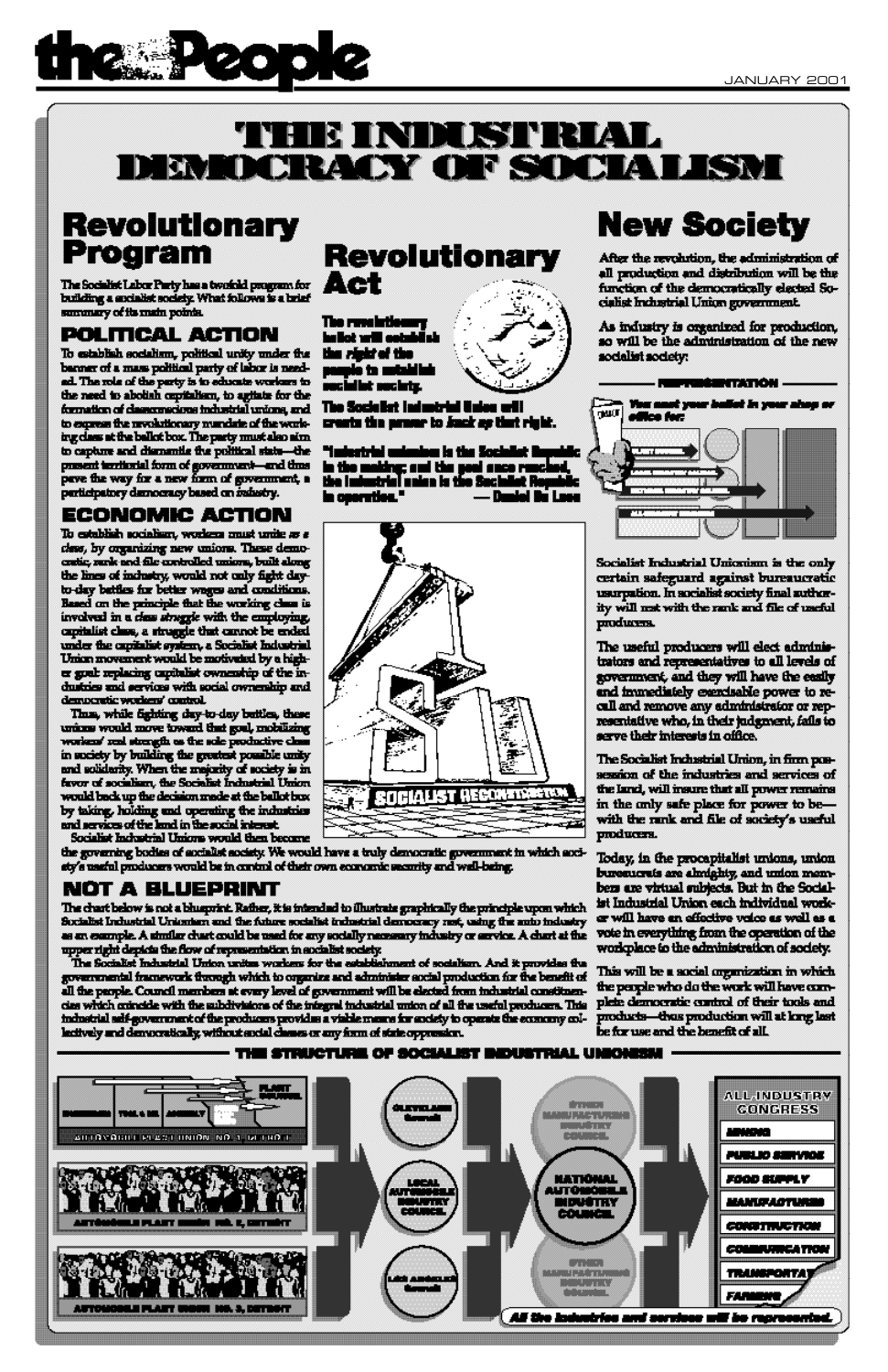# THE INDUSTRIAL DEMOCRACY OF SOCIALISM

## Revolutionary Program

The Socialist Labor Party has a twofold program for building a socialist society. What follows is a brief summary of its main points.

### POLITICAL ACTION

To establish socialism, political unity under the banner of a mass political party of labor is needed. The role of the party is to educate workers to the need to abolish capitalism, to agitate for the formation of classconscious industrial unions, and to express the revolutionary mandate of the working class at the ballot box. The party must also aim to capture and dismantle the political state—the present territorial form of government—and thus pave the way for a new form of government, a participatory democracy based on *industry*.

### ECONOMIC ACTION

To establish socialism, workers must unite *as a class*, by organizing new unions. These democratic, rank and file controlled unions, built along the lines of industry, would not only fight day-to-day battles for better wages and conditions. Based on the principle that the working class is involved in a *class struggle* with the employing, capitalist class, a struggle that cannot be ended under the capitalist *system*, a Socialist Industrial Union movement would be motivated by a higher goal: replacing capitalist ownership of the industries and services with social ownership and democratic workers' control.

Thus, while fighting day-to-day battles, these unions would move toward that goal, mobilizing workers' real strength as the sole productive class in society by building the greatest possible unity and solidarity. When the majority of society is in favor of socialism, the Socialist Industrial Union would back up the decision made at the ballot box by taking, holding and operating the industries and services of the land in the social interest.

Socialist Industrial Unions would then become the governing bodies of socialist society. We would have a truly democratic government in which society's useful producers would be in control of their own economic security and well-being.

## Revolutionary Act

**The revolutionary ballot will establish the *right* of the people to establish socialist society.**

**The Socialist Industrial Union will create the power to *back up* that right.**

**"Industrial unionism is the Socialist Republic in the making; and the goal once reached, the industrial union is the Socialist Republic in operation." — Daniel De Leon**

SOCIALIST RECONSTRUCTION

## New Society

After the revolution, the administration of all production and distribution will be the function of the democratically elected Socialist Industrial Union government.

As industry *is* organized for production, so will be the administration of the new socialist society:

REPRESENTATION

*You cast your ballot in your shop or office for:*

Socialist Industrial Unionism is the only certain safeguard against bureaucratic usurpation. In socialist society final authority will rest with the rank and file of useful producers.

The useful producers will elect administrators and representatives to all levels of government, and they will have the easily and immediately exercisable power to recall and remove any administrator or representative who, in their judgment, *fails* to serve their interests in office.

The Socialist Industrial Union, in firm possession of the industries and services of the land, will insure that all power remains in the only safe place for power to be—with the rank and file of society's useful producers.

Today, in the procapitalist unions, union bureaucrats are almighty, and union members are virtual subjects. But in the Socialist Industrial Union each individual worker will have an effective voice as well as a vote in everything from the operation of the workplace to the administration of society.

This will be a social organization in which the people who do the work will have complete democratic control of their tools and products—thus production will at long last be for use and the benefit of all.

## NOT A BLUEPRINT

The chart below is not a blueprint. Rather, it is intended to illustrate graphically the principle upon which Socialist Industrial Unionism and the future socialist industrial democracy rest, using the auto industry as an example. A similar chart could be used for any socially necessary industry or service. A chart at the upper right depicts the flow of representation in socialist society.

The Socialist Industrial Union unites workers for the establishment of socialism. And it provides the governmental framework through which to organize and administer social production for the benefit of all the people. Council members at every level of government will be elected from industrial constituencies which coincide with the subdivisions of the integral industrial union of all the useful producers. This industrial self-government of the producers provides a viable means for society to operate the economy collectively and democratically, without social classes or any form of state oppression.

### THE STRUCTURE OF SOCIALIST INDUSTRIAL UNIONISM

PLANT COUNCIL

ENGINEERING | TOOL & DIE | ASSEMBLY

AUTOMOBILE PLANT UNION NO. 1, DETROIT

AUTOMOBILE PLANT UNION NO. 2, DETROIT

AUTOMOBILE PLANT UNION NO. 3, DETROIT

CLEVELAND Council

LOCAL AUTOMOBILE INDUSTRY COUNCIL

LOS ANGELES Council

OTHER MANUFACTURING INDUSTRY COUNCIL

NATIONAL AUTOMOBILE INDUSTRY COUNCIL

OTHER MANUFACTURING INDUSTRY COUNCIL

ALL-INDUSTRY CONGRESS

MINING

PUBLIC SERVICE

FOOD SUPPLY

MANUFACTURING

CONSTRUCTION

COMMUNICATION

TRANSPORTATION

FARMING

*All the industries and services will be represented.*